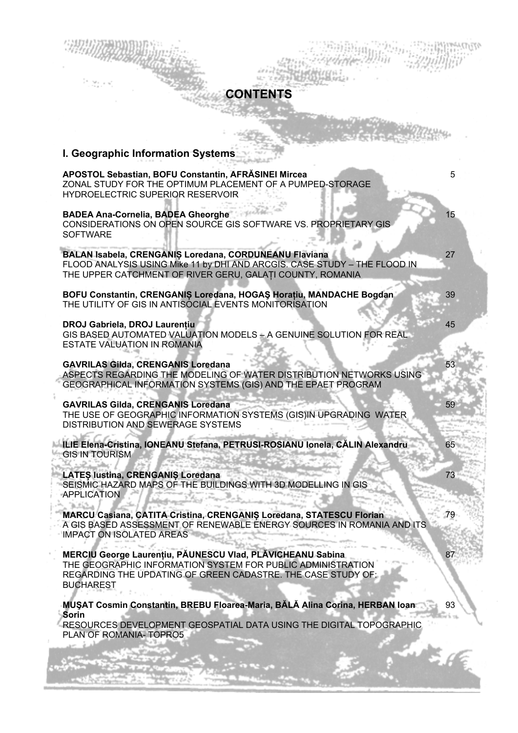# CONTENTS

## I. Geographic Information Systems

**APOSTOL Sebastian, BOFU Constantin, AFRĂSINEI Mircea** 5
ZONAL STUDY FOR THE OPTIMUM PLACEMENT OF A PUMPED-STORAGE HYDROELECTRIC SUPERIOR RESERVOIR

**BADEA Ana-Cornelia, BADEA Gheorghe** 15
CONSIDERATIONS ON OPEN SOURCE GIS SOFTWARE VS. PROPRIETARY GIS SOFTWARE

**BALAN Isabela, CRENGANIȘ Loredana, CORDUNEANU Flaviana** 27
FLOOD ANALYSIS USING Mike 11 by DHI AND ARCGIS. CASE STUDY – THE FLOOD IN THE UPPER CATCHMENT OF RIVER GERU, GALAȚI COUNTY, ROMANIA

**BOFU Constantin, CRENGANIȘ Loredana, HOGAŞ Horațiu, MANDACHE Bogdan** 39
THE UTILITY OF GIS IN ANTISOCIAL EVENTS MONITORISATION

**DROJ Gabriela, DROJ Laurențiu** 45
GIS BASED AUTOMATED VALUATION MODELS – A GENUINE SOLUTION FOR REAL ESTATE VALUATION IN ROMANIA

**GAVRILAS Gilda, CRENGANIS Loredana** 53
ASPECTS REGARDING THE MODELING OF WATER DISTRIBUTION NETWORKS USING GEOGRAPHICAL INFORMATION SYSTEMS (GIS) AND THE EPAET PROGRAM

**GAVRILAS Gilda, CRENGANIS Loredana** 59
THE USE OF GEOGRAPHIC INFORMATION SYSTEMS (GIS)IN UPGRADING WATER DISTRIBUTION AND SEWERAGE SYSTEMS

**ILIE Elena-Cristina, IONEANU Stefana, PETRUSI-ROSIANU Ionela, CĂLIN Alexandru** 65
GIS IN TOURISM

**LATEȘ Iustina, CRENGANIȘ Loredana** 73
SEISMIC HAZARD MAPS OF THE BUILDINGS WITH 3D MODELLING IN GIS APPLICATION

**MARCU Casiana, CATITA Cristina, CRENGANIȘ Loredana, STATESCU Florian** 79
A GIS BASED ASSESSMENT OF RENEWABLE ENERGY SOURCES IN ROMANIA AND ITS IMPACT ON ISOLATED AREAS

**MERCIU George Laurențiu, PĂUNESCU Vlad, PLĂVICHEANU Sabina** 87
THE GEOGRAPHIC INFORMATION SYSTEM FOR PUBLIC ADMINISTRATION REGARDING THE UPDATING OF GREEN CADASTRE. THE CASE STUDY OF: BUCHAREST

**MUŞAT Cosmin Constantin, BREBU Floarea-Maria, BĂLĂ Alina Corina, HERBAN Ioan Sorin** 93
RESOURCES DEVELOPMENT GEOSPATIAL DATA USING THE DIGITAL TOPOGRAPHIC PLAN OF ROMANIA- TOPRO5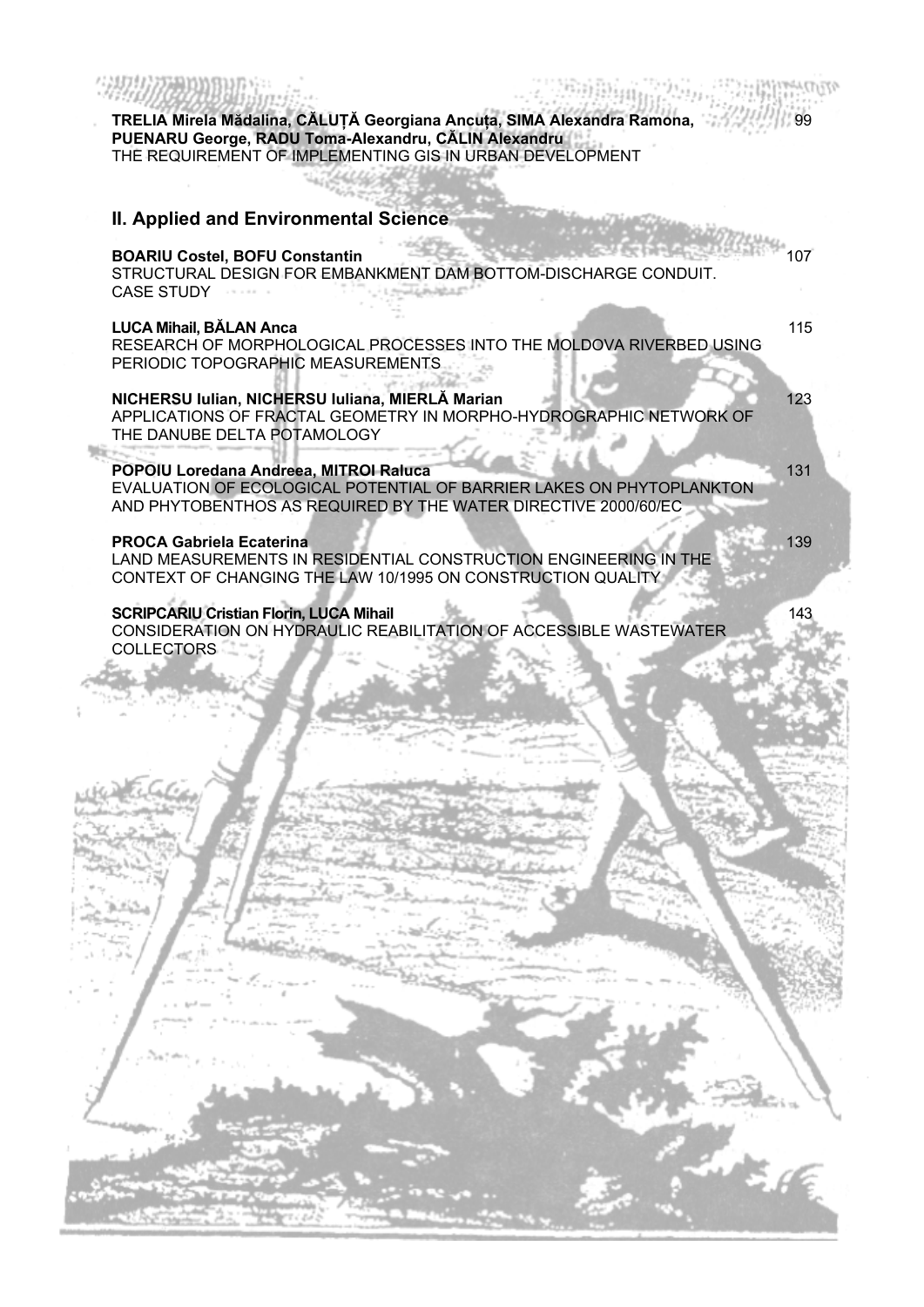**TRELIA Mirela Mădalina, CĂLUȚĂ Georgiana Ancuța, SIMA Alexandra Ramona, PUENARU George, RADU Toma-Alexandru, CĂLIN Alexandru** 99
THE REQUIREMENT OF IMPLEMENTING GIS IN URBAN DEVELOPMENT

## II. Applied and Environmental Science

**BOARIU Costel, BOFU Constantin** 107
STRUCTURAL DESIGN FOR EMBANKMENT DAM BOTTOM-DISCHARGE CONDUIT. CASE STUDY

**LUCA Mihail, BĂLAN Anca** 115
RESEARCH OF MORPHOLOGICAL PROCESSES INTO THE MOLDOVA RIVERBED USING PERIODIC TOPOGRAPHIC MEASUREMENTS

**NICHERSU Iulian, NICHERSU Iuliana, MIERLĂ Marian** 123
APPLICATIONS OF FRACTAL GEOMETRY IN MORPHO-HYDROGRAPHIC NETWORK OF THE DANUBE DELTA POTAMOLOGY

**POPOIU Loredana Andreea, MITROI Raluca** 131
EVALUATION OF ECOLOGICAL POTENTIAL OF BARRIER LAKES ON PHYTOPLANKTON AND PHYTOBENTHOS AS REQUIRED BY THE WATER DIRECTIVE 2000/60/EC

**PROCA Gabriela Ecaterina** 139
LAND MEASUREMENTS IN RESIDENTIAL CONSTRUCTION ENGINEERING IN THE CONTEXT OF CHANGING THE LAW 10/1995 ON CONSTRUCTION QUALITY

**SCRIPCARIU Cristian Florin, LUCA Mihail** 143
CONSIDERATION ON HYDRAULIC REABILITATION OF ACCESSIBLE WASTEWATER COLLECTORS